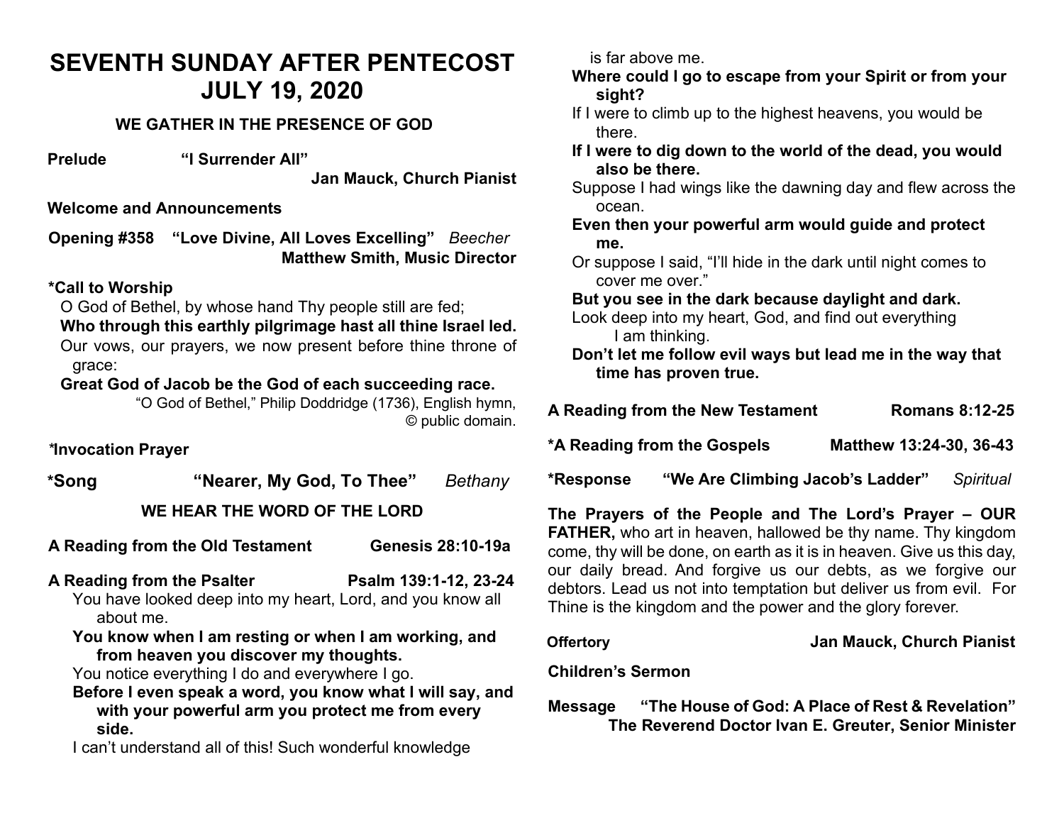# SEVENTH SUNDAY AFTER PENTECOST
# JULY 19, 2020

### WE GATHER IN THE PRESENCE OF GOD

**Prelude** **"I Surrender All"**
**Jan Mauck, Church Pianist**

**Welcome and Announcements**

**Opening #358** **"Love Divine, All Loves Excelling"** *Beecher*
**Matthew Smith, Music Director**

**\*Call to Worship**

O God of Bethel, by whose hand Thy people still are fed;
**Who through this earthly pilgrimage hast all thine Israel led.**
Our vows, our prayers, we now present before thine throne of grace:
**Great God of Jacob be the God of each succeeding race.**

"O God of Bethel," Philip Doddridge (1736), English hymn, © public domain.

**\*Invocation Prayer**

**\*Song** **"Nearer, My God, To Thee"** *Bethany*

### WE HEAR THE WORD OF THE LORD

**A Reading from the Old Testament** **Genesis 28:10-19a**

**A Reading from the Psalter** **Psalm 139:1-12, 23-24**

You have looked deep into my heart, Lord, and you know all about me.
**You know when I am resting or when I am working, and from heaven you discover my thoughts.**
You notice everything I do and everywhere I go.
**Before I even speak a word, you know what I will say, and with your powerful arm you protect me from every side.**
I can't understand all of this! Such wonderful knowledge is far above me.
**Where could I go to escape from your Spirit or from your sight?**
If I were to climb up to the highest heavens, you would be there.
**If I were to dig down to the world of the dead, you would also be there.**
Suppose I had wings like the dawning day and flew across the ocean.
**Even then your powerful arm would guide and protect me.**
Or suppose I said, "I'll hide in the dark until night comes to cover me over."
**But you see in the dark because daylight and dark.**
Look deep into my heart, God, and find out everything I am thinking.
**Don't let me follow evil ways but lead me in the way that time has proven true.**

**A Reading from the New Testament** **Romans 8:12-25**

**\*A Reading from the Gospels** **Matthew 13:24-30, 36-43**

**\*Response** **"We Are Climbing Jacob's Ladder"** *Spiritual*

**The Prayers of the People and The Lord's Prayer – OUR FATHER,** who art in heaven, hallowed be thy name. Thy kingdom come, thy will be done, on earth as it is in heaven. Give us this day, our daily bread. And forgive us our debts, as we forgive our debtors. Lead us not into temptation but deliver us from evil. For Thine is the kingdom and the power and the glory forever.

**Offertory** **Jan Mauck, Church Pianist**

**Children's Sermon**

**Message** **"The House of God: A Place of Rest & Revelation"**
**The Reverend Doctor Ivan E. Greuter, Senior Minister**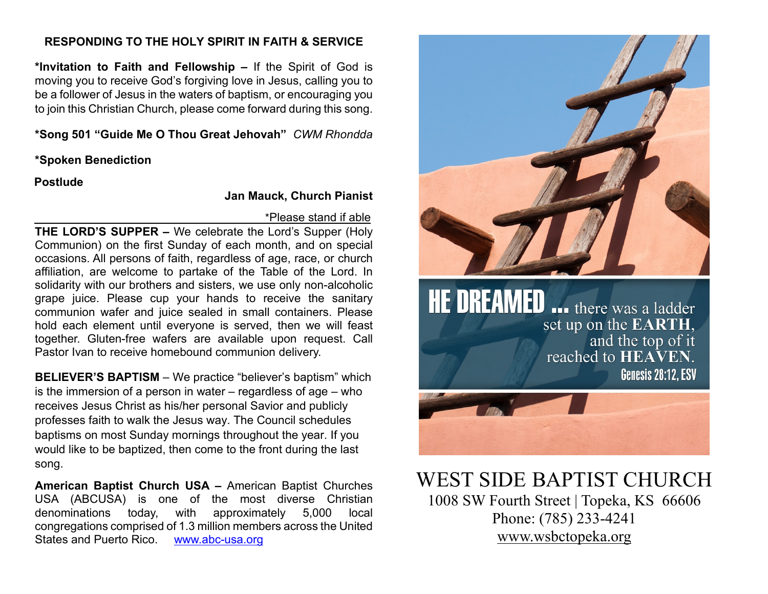## RESPONDING TO THE HOLY SPIRIT IN FAITH & SERVICE

***Invitation to Faith and Fellowship –** If the Spirit of God is moving you to receive God's forgiving love in Jesus, calling you to be a follower of Jesus in the waters of baptism, or encouraging you to join this Christian Church, please come forward during this song.

***Song 501 "Guide Me O Thou Great Jehovah"** *CWM Rhondda*

***Spoken Benediction**

**Postlude**

**Jan Mauck, Church Pianist**

*Please stand if able

**THE LORD'S SUPPER –** We celebrate the Lord's Supper (Holy Communion) on the first Sunday of each month, and on special occasions. All persons of faith, regardless of age, race, or church affiliation, are welcome to partake of the Table of the Lord. In solidarity with our brothers and sisters, we use only non-alcoholic grape juice. Please cup your hands to receive the sanitary communion wafer and juice sealed in small containers. Please hold each element until everyone is served, then we will feast together. Gluten-free wafers are available upon request. Call Pastor Ivan to receive homebound communion delivery.

**BELIEVER'S BAPTISM** – We practice "believer's baptism" which is the immersion of a person in water – regardless of age – who receives Jesus Christ as his/her personal Savior and publicly professes faith to walk the Jesus way. The Council schedules baptisms on most Sunday mornings throughout the year. If you would like to be baptized, then come to the front during the last song.

**American Baptist Church USA –** American Baptist Churches USA (ABCUSA) is one of the most diverse Christian denominations today, with approximately 5,000 local congregations comprised of 1.3 million members across the United States and Puerto Rico. www.abc-usa.org

HE DREAMED ... there was a ladder set up on the EARTH, and the top of it reached to HEAVEN.
Genesis 28:12, ESV

# WEST SIDE BAPTIST CHURCH

1008 SW Fourth Street | Topeka, KS 66606
Phone: (785) 233-4241
www.wsbctopeka.org